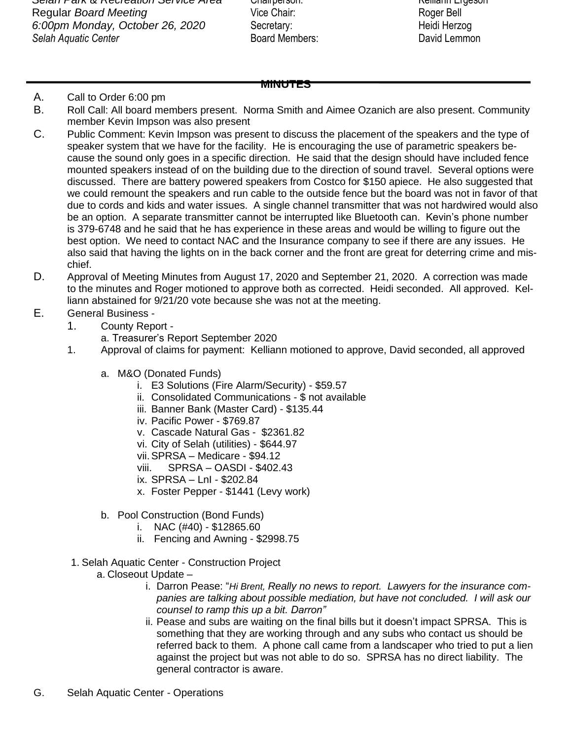| | | |
|---|---|---|
| *Selah Park & Recreation Service Area* | Chairperson: | Kelliann Ergeson |
| Regular *Board Meeting* | Vice Chair: | Roger Bell |
| *6:00pm Monday, October 26, 2020* | Secretary: | Heidi Herzog |
| *Selah Aquatic Center* | Board Members: | David Lemmon |

---

**MINUTES**

A. Call to Order 6:00 pm

B. Roll Call: All board members present. Norma Smith and Aimee Ozanich are also present. Community member Kevin Impson was also present

C. Public Comment: Kevin Impson was present to discuss the placement of the speakers and the type of speaker system that we have for the facility. He is encouraging the use of parametric speakers because the sound only goes in a specific direction. He said that the design should have included fence mounted speakers instead of on the building due to the direction of sound travel. Several options were discussed. There are battery powered speakers from Costco for $150 apiece. He also suggested that we could remount the speakers and run cable to the outside fence but the board was not in favor of that due to cords and kids and water issues. A single channel transmitter that was not hardwired would also be an option. A separate transmitter cannot be interrupted like Bluetooth can. Kevin's phone number is 379-6748 and he said that he has experience in these areas and would be willing to figure out the best option. We need to contact NAC and the Insurance company to see if there are any issues. He also said that having the lights on in the back corner and the front are great for deterring crime and mischief.

D. Approval of Meeting Minutes from August 17, 2020 and September 21, 2020. A correction was made to the minutes and Roger motioned to approve both as corrected. Heidi seconded. All approved. Kelliann abstained for 9/21/20 vote because she was not at the meeting.

E. General Business -

1. County Report -
   a. Treasurer's Report September 2020

1. Approval of claims for payment: Kelliann motioned to approve, David seconded, all approved

   a. M&O (Donated Funds)
      i. E3 Solutions (Fire Alarm/Security) - $59.57
      ii. Consolidated Communications - $ not available
      iii. Banner Bank (Master Card) - $135.44
      iv. Pacific Power - $769.87
      v. Cascade Natural Gas - $2361.82
      vi. City of Selah (utilities) - $644.97
      vii. SPRSA – Medicare - $94.12
      viii. SPRSA – OASDI - $402.43
      ix. SPRSA – LnI - $202.84
      x. Foster Pepper - $1441 (Levy work)

   b. Pool Construction (Bond Funds)
      i. NAC (#40) - $12865.60
      ii. Fencing and Awning - $2998.75

1. Selah Aquatic Center - Construction Project
   a. Closeout Update –
      i. Darron Pease: "*Hi Brent, Really no news to report. Lawyers for the insurance companies are talking about possible mediation, but have not concluded. I will ask our counsel to ramp this up a bit. Darron"*
      ii. Pease and subs are waiting on the final bills but it doesn't impact SPRSA. This is something that they are working through and any subs who contact us should be referred back to them. A phone call came from a landscaper who tried to put a lien against the project but was not able to do so. SPRSA has no direct liability. The general contractor is aware.

G. Selah Aquatic Center - Operations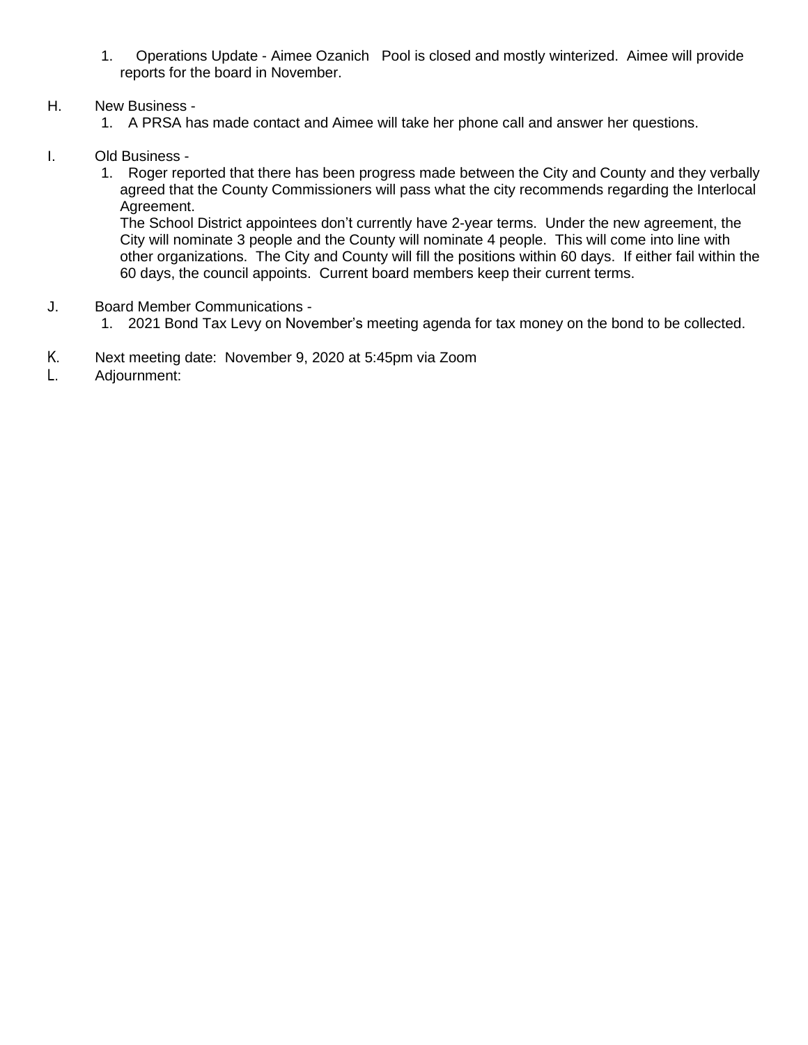1. Operations Update - Aimee Ozanich Pool is closed and mostly winterized. Aimee will provide reports for the board in November.

H. New Business -
   1. A PRSA has made contact and Aimee will take her phone call and answer her questions.

I. Old Business -
   1. Roger reported that there has been progress made between the City and County and they verbally agreed that the County Commissioners will pass what the city recommends regarding the Interlocal Agreement.
      The School District appointees don't currently have 2-year terms. Under the new agreement, the City will nominate 3 people and the County will nominate 4 people. This will come into line with other organizations. The City and County will fill the positions within 60 days. If either fail within the 60 days, the council appoints. Current board members keep their current terms.

J. Board Member Communications -
   1. 2021 Bond Tax Levy on November's meeting agenda for tax money on the bond to be collected.

K. Next meeting date: November 9, 2020 at 5:45pm via Zoom

L. Adjournment: